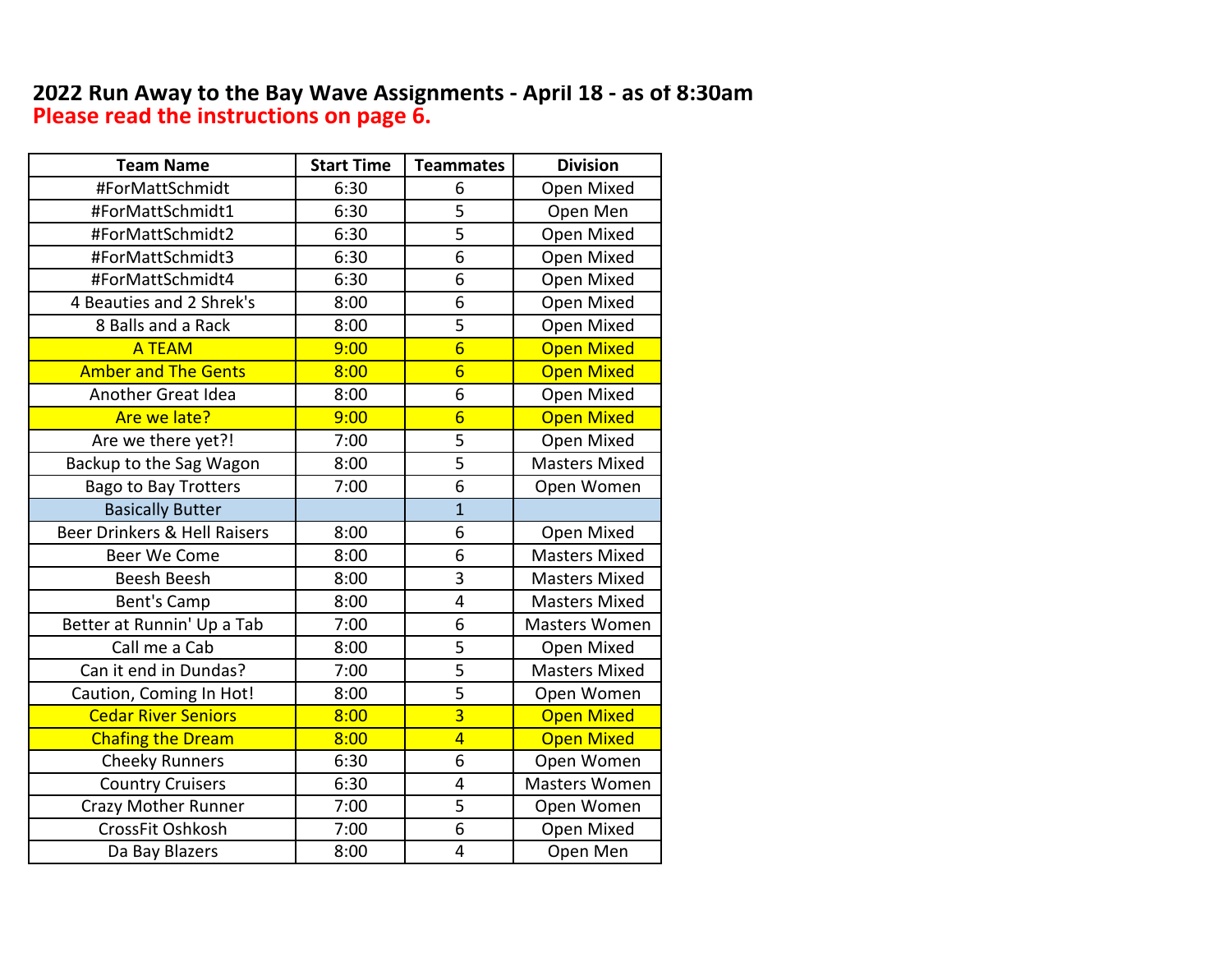# 2022 Run Away to the Bay Wave Assignments - April 18 - as of 8:30am

**Please read the instructions on page 6.**

| Team Name | Start Time | Teammates | Division |
|---|---|---|---|
| #ForMattSchmidt | 6:30 | 6 | Open Mixed |
| #ForMattSchmidt1 | 6:30 | 5 | Open Men |
| #ForMattSchmidt2 | 6:30 | 5 | Open Mixed |
| #ForMattSchmidt3 | 6:30 | 6 | Open Mixed |
| #ForMattSchmidt4 | 6:30 | 6 | Open Mixed |
| 4 Beauties and 2 Shrek's | 8:00 | 6 | Open Mixed |
| 8 Balls and a Rack | 8:00 | 5 | Open Mixed |
| A TEAM | 9:00 | 6 | Open Mixed |
| Amber and The Gents | 8:00 | 6 | Open Mixed |
| Another Great Idea | 8:00 | 6 | Open Mixed |
| Are we late? | 9:00 | 6 | Open Mixed |
| Are we there yet?! | 7:00 | 5 | Open Mixed |
| Backup to the Sag Wagon | 8:00 | 5 | Masters Mixed |
| Bago to Bay Trotters | 7:00 | 6 | Open Women |
| Basically Butter | | 1 | |
| Beer Drinkers & Hell Raisers | 8:00 | 6 | Open Mixed |
| Beer We Come | 8:00 | 6 | Masters Mixed |
| Beesh Beesh | 8:00 | 3 | Masters Mixed |
| Bent's Camp | 8:00 | 4 | Masters Mixed |
| Better at Runnin' Up a Tab | 7:00 | 6 | Masters Women |
| Call me a Cab | 8:00 | 5 | Open Mixed |
| Can it end in Dundas? | 7:00 | 5 | Masters Mixed |
| Caution, Coming In Hot! | 8:00 | 5 | Open Women |
| Cedar River Seniors | 8:00 | 3 | Open Mixed |
| Chafing the Dream | 8:00 | 4 | Open Mixed |
| Cheeky Runners | 6:30 | 6 | Open Women |
| Country Cruisers | 6:30 | 4 | Masters Women |
| Crazy Mother Runner | 7:00 | 5 | Open Women |
| CrossFit Oshkosh | 7:00 | 6 | Open Mixed |
| Da Bay Blazers | 8:00 | 4 | Open Men |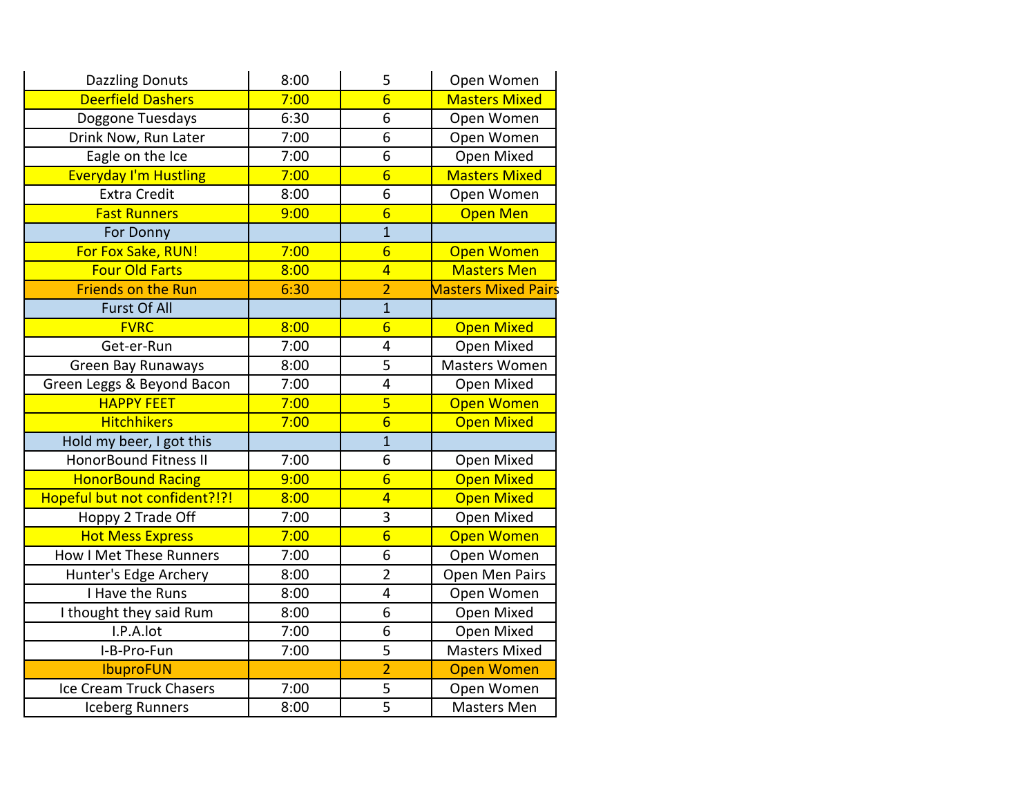| | | | |
|---|---|---|---|
| Dazzling Donuts | 8:00 | 5 | Open Women |
| Deerfield Dashers | 7:00 | 6 | Masters Mixed |
| Doggone Tuesdays | 6:30 | 6 | Open Women |
| Drink Now, Run Later | 7:00 | 6 | Open Women |
| Eagle on the Ice | 7:00 | 6 | Open Mixed |
| Everyday I'm Hustling | 7:00 | 6 | Masters Mixed |
| Extra Credit | 8:00 | 6 | Open Women |
| Fast Runners | 9:00 | 6 | Open Men |
| For Donny | | 1 | |
| For Fox Sake, RUN! | 7:00 | 6 | Open Women |
| Four Old Farts | 8:00 | 4 | Masters Men |
| Friends on the Run | 6:30 | 2 | Masters Mixed Pairs |
| Furst Of All | | 1 | |
| FVRC | 8:00 | 6 | Open Mixed |
| Get-er-Run | 7:00 | 4 | Open Mixed |
| Green Bay Runaways | 8:00 | 5 | Masters Women |
| Green Leggs & Beyond Bacon | 7:00 | 4 | Open Mixed |
| HAPPY FEET | 7:00 | 5 | Open Women |
| Hitchhikers | 7:00 | 6 | Open Mixed |
| Hold my beer, I got this | | 1 | |
| HonorBound Fitness II | 7:00 | 6 | Open Mixed |
| HonorBound Racing | 9:00 | 6 | Open Mixed |
| Hopeful but not confident?!?! | 8:00 | 4 | Open Mixed |
| Hoppy 2 Trade Off | 7:00 | 3 | Open Mixed |
| Hot Mess Express | 7:00 | 6 | Open Women |
| How I Met These Runners | 7:00 | 6 | Open Women |
| Hunter's Edge Archery | 8:00 | 2 | Open Men Pairs |
| I Have the Runs | 8:00 | 4 | Open Women |
| I thought they said Rum | 8:00 | 6 | Open Mixed |
| I.P.A.lot | 7:00 | 6 | Open Mixed |
| I-B-Pro-Fun | 7:00 | 5 | Masters Mixed |
| IbuproFUN | | 2 | Open Women |
| Ice Cream Truck Chasers | 7:00 | 5 | Open Women |
| Iceberg Runners | 8:00 | 5 | Masters Men |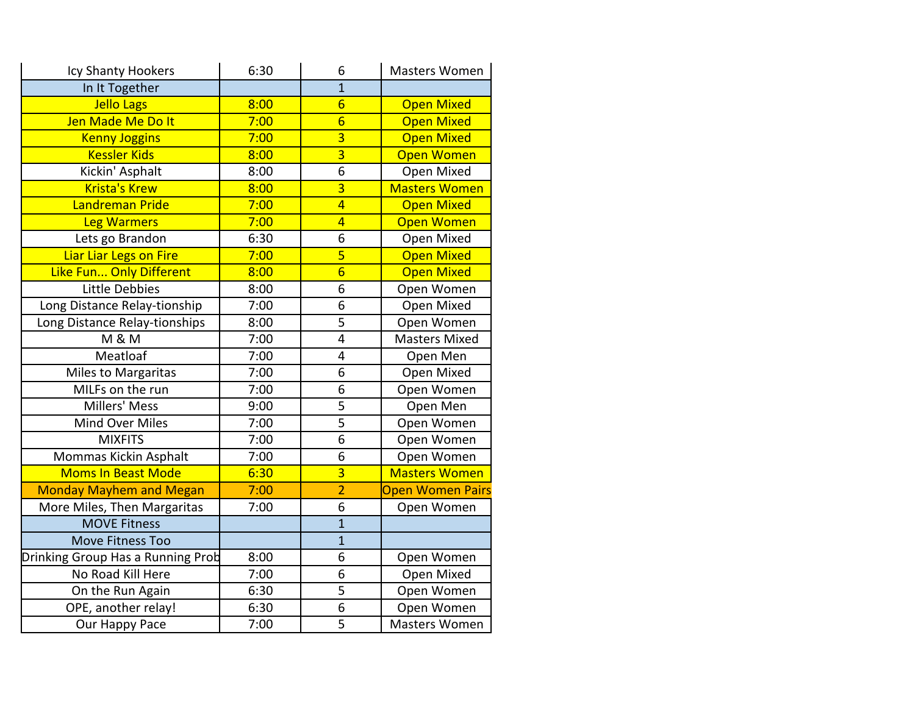| | | | |
|---|---|---|---|
| Icy Shanty Hookers | 6:30 | 6 | Masters Women |
| In It Together | | 1 | |
| Jello Lags | 8:00 | 6 | Open Mixed |
| Jen Made Me Do It | 7:00 | 6 | Open Mixed |
| Kenny Joggins | 7:00 | 3 | Open Mixed |
| Kessler Kids | 8:00 | 3 | Open Women |
| Kickin' Asphalt | 8:00 | 6 | Open Mixed |
| Krista's Krew | 8:00 | 3 | Masters Women |
| Landreman Pride | 7:00 | 4 | Open Mixed |
| Leg Warmers | 7:00 | 4 | Open Women |
| Lets go Brandon | 6:30 | 6 | Open Mixed |
| Liar Liar Legs on Fire | 7:00 | 5 | Open Mixed |
| Like Fun... Only Different | 8:00 | 6 | Open Mixed |
| Little Debbies | 8:00 | 6 | Open Women |
| Long Distance Relay-tionship | 7:00 | 6 | Open Mixed |
| Long Distance Relay-tionships | 8:00 | 5 | Open Women |
| M & M | 7:00 | 4 | Masters Mixed |
| Meatloaf | 7:00 | 4 | Open Men |
| Miles to Margaritas | 7:00 | 6 | Open Mixed |
| MILFs on the run | 7:00 | 6 | Open Women |
| Millers' Mess | 9:00 | 5 | Open Men |
| Mind Over Miles | 7:00 | 5 | Open Women |
| MIXFITS | 7:00 | 6 | Open Women |
| Mommas Kickin Asphalt | 7:00 | 6 | Open Women |
| Moms In Beast Mode | 6:30 | 3 | Masters Women |
| Monday Mayhem and Megan | 7:00 | 2 | Open Women Pairs |
| More Miles, Then Margaritas | 7:00 | 6 | Open Women |
| MOVE Fitness | | 1 | |
| Move Fitness Too | | 1 | |
| Drinking Group Has a Running Prob | 8:00 | 6 | Open Women |
| No Road Kill Here | 7:00 | 6 | Open Mixed |
| On the Run Again | 6:30 | 5 | Open Women |
| OPE, another relay! | 6:30 | 6 | Open Women |
| Our Happy Pace | 7:00 | 5 | Masters Women |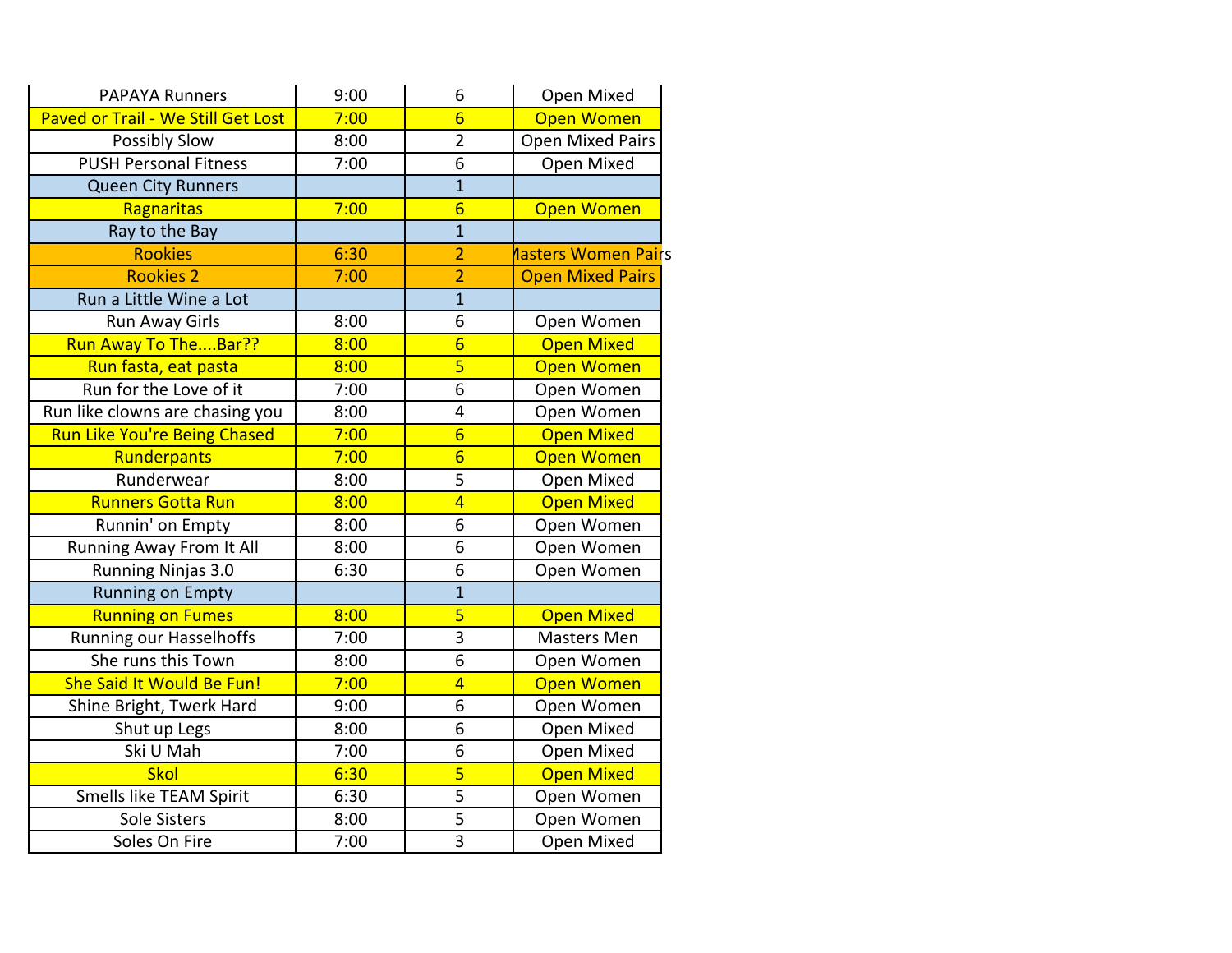| PAPAYA Runners | 9:00 | 6 | Open Mixed |
|---|---|---|---|
| Paved or Trail - We Still Get Lost | 7:00 | 6 | Open Women |
| Possibly Slow | 8:00 | 2 | Open Mixed Pairs |
| PUSH Personal Fitness | 7:00 | 6 | Open Mixed |
| Queen City Runners | | 1 | |
| Ragnaritas | 7:00 | 6 | Open Women |
| Ray to the Bay | | 1 | |
| Rookies | 6:30 | 2 | Masters Women Pairs |
| Rookies 2 | 7:00 | 2 | Open Mixed Pairs |
| Run a Little Wine a Lot | | 1 | |
| Run Away Girls | 8:00 | 6 | Open Women |
| Run Away To The....Bar?? | 8:00 | 6 | Open Mixed |
| Run fasta, eat pasta | 8:00 | 5 | Open Women |
| Run for the Love of it | 7:00 | 6 | Open Women |
| Run like clowns are chasing you | 8:00 | 4 | Open Women |
| Run Like You're Being Chased | 7:00 | 6 | Open Mixed |
| Runderpants | 7:00 | 6 | Open Women |
| Runderwear | 8:00 | 5 | Open Mixed |
| Runners Gotta Run | 8:00 | 4 | Open Mixed |
| Runnin' on Empty | 8:00 | 6 | Open Women |
| Running Away From It All | 8:00 | 6 | Open Women |
| Running Ninjas 3.0 | 6:30 | 6 | Open Women |
| Running on Empty | | 1 | |
| Running on Fumes | 8:00 | 5 | Open Mixed |
| Running our Hasselhoffs | 7:00 | 3 | Masters Men |
| She runs this Town | 8:00 | 6 | Open Women |
| She Said It Would Be Fun! | 7:00 | 4 | Open Women |
| Shine Bright, Twerk Hard | 9:00 | 6 | Open Women |
| Shut up Legs | 8:00 | 6 | Open Mixed |
| Ski U Mah | 7:00 | 6 | Open Mixed |
| Skol | 6:30 | 5 | Open Mixed |
| Smells like TEAM Spirit | 6:30 | 5 | Open Women |
| Sole Sisters | 8:00 | 5 | Open Women |
| Soles On Fire | 7:00 | 3 | Open Mixed |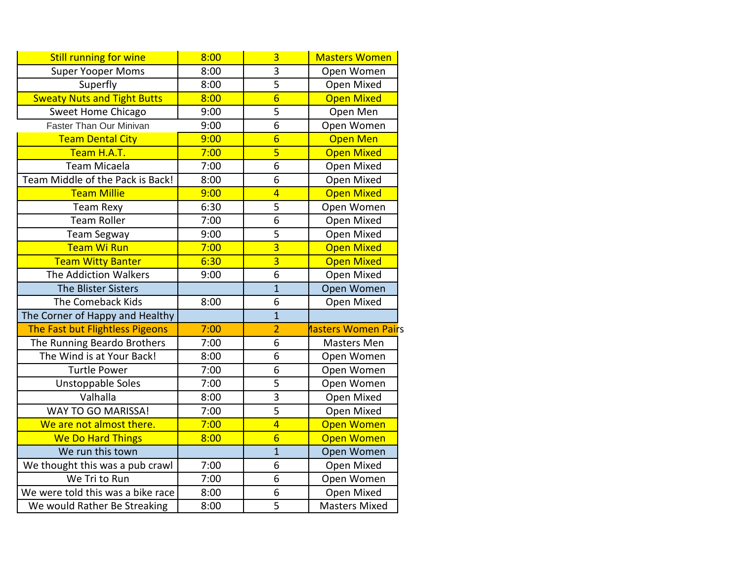| Still running for wine | 8:00 | 3 | Masters Women |
|---|---|---|---|
| Super Yooper Moms | 8:00 | 3 | Open Women |
| Superfly | 8:00 | 5 | Open Mixed |
| Sweaty Nuts and Tight Butts | 8:00 | 6 | Open Mixed |
| Sweet Home Chicago | 9:00 | 5 | Open Men |
| Faster Than Our Minivan | 9:00 | 6 | Open Women |
| Team Dental City | 9:00 | 6 | Open Men |
| Team H.A.T. | 7:00 | 5 | Open Mixed |
| Team Micaela | 7:00 | 6 | Open Mixed |
| Team Middle of the Pack is Back! | 8:00 | 6 | Open Mixed |
| Team Millie | 9:00 | 4 | Open Mixed |
| Team Rexy | 6:30 | 5 | Open Women |
| Team Roller | 7:00 | 6 | Open Mixed |
| Team Segway | 9:00 | 5 | Open Mixed |
| Team Wi Run | 7:00 | 3 | Open Mixed |
| Team Witty Banter | 6:30 | 3 | Open Mixed |
| The Addiction Walkers | 9:00 | 6 | Open Mixed |
| The Blister Sisters | | 1 | Open Women |
| The Comeback Kids | 8:00 | 6 | Open Mixed |
| The Corner of Happy and Healthy | | 1 | |
| The Fast but Flightless Pigeons | 7:00 | 2 | Masters Women Pairs |
| The Running Beardo Brothers | 7:00 | 6 | Masters Men |
| The Wind is at Your Back! | 8:00 | 6 | Open Women |
| Turtle Power | 7:00 | 6 | Open Women |
| Unstoppable Soles | 7:00 | 5 | Open Women |
| Valhalla | 8:00 | 3 | Open Mixed |
| WAY TO GO MARISSA! | 7:00 | 5 | Open Mixed |
| We are not almost there. | 7:00 | 4 | Open Women |
| We Do Hard Things | 8:00 | 6 | Open Women |
| We run this town | | 1 | Open Women |
| We thought this was a pub crawl | 7:00 | 6 | Open Mixed |
| We Tri to Run | 7:00 | 6 | Open Women |
| We were told this was a bike race | 8:00 | 6 | Open Mixed |
| We would Rather Be Streaking | 8:00 | 5 | Masters Mixed |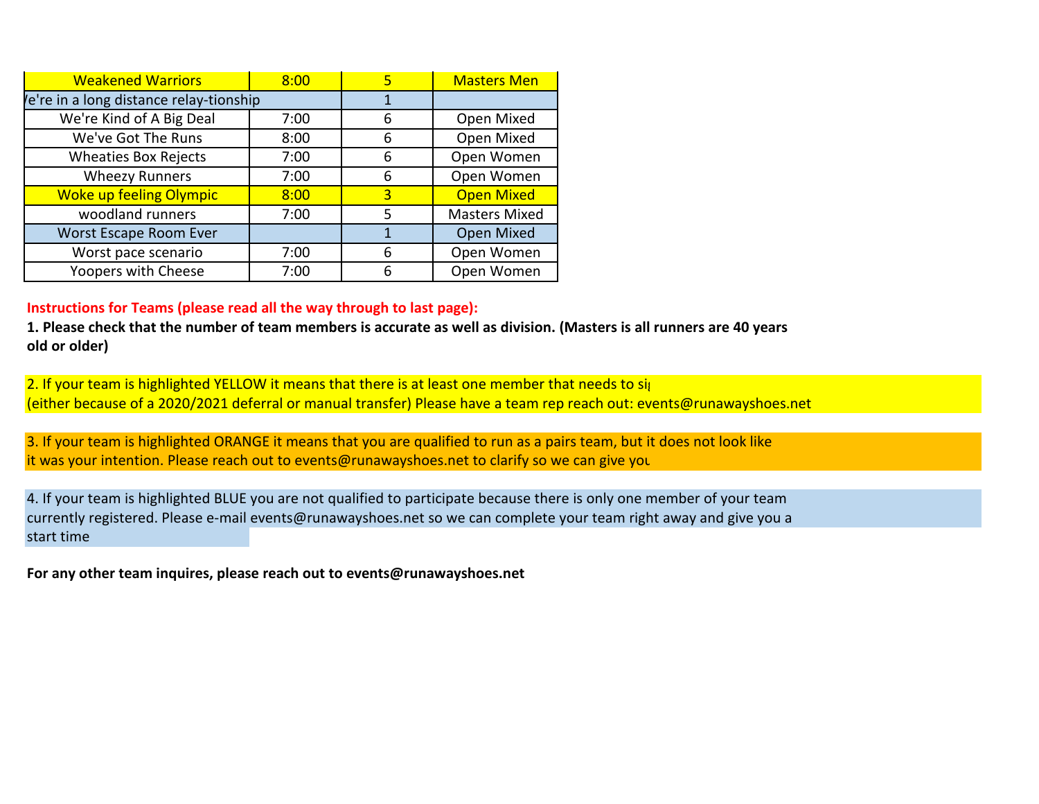| Weakened Warriors | 8:00 | 5 | Masters Men |
|---|---|---|---|
| /e're in a long distance relay-tionship | | 1 | |
| We're Kind of A Big Deal | 7:00 | 6 | Open Mixed |
| We've Got The Runs | 8:00 | 6 | Open Mixed |
| Wheaties Box Rejects | 7:00 | 6 | Open Women |
| Wheezy Runners | 7:00 | 6 | Open Women |
| Woke up feeling Olympic | 8:00 | 3 | Open Mixed |
| woodland runners | 7:00 | 5 | Masters Mixed |
| Worst Escape Room Ever | | 1 | Open Mixed |
| Worst pace scenario | 7:00 | 6 | Open Women |
| Yoopers with Cheese | 7:00 | 6 | Open Women |

**Instructions for Teams (please read all the way through to last page):**

**1. Please check that the number of team members is accurate as well as division. (Masters is all runners are 40 years old or older)**

2. If your team is highlighted YELLOW it means that there is at least one member that needs to si (either because of a 2020/2021 deferral or manual transfer) Please have a team rep reach out: events@runawayshoes.net

3. If your team is highlighted ORANGE it means that you are qualified to run as a pairs team, but it does not look like it was your intention. Please reach out to events@runawayshoes.net to clarify so we can give you

4. If your team is highlighted BLUE you are not qualified to participate because there is only one member of your team currently registered. Please e-mail events@runawayshoes.net so we can complete your team right away and give you a start time

**For any other team inquires, please reach out to events@runawayshoes.net**